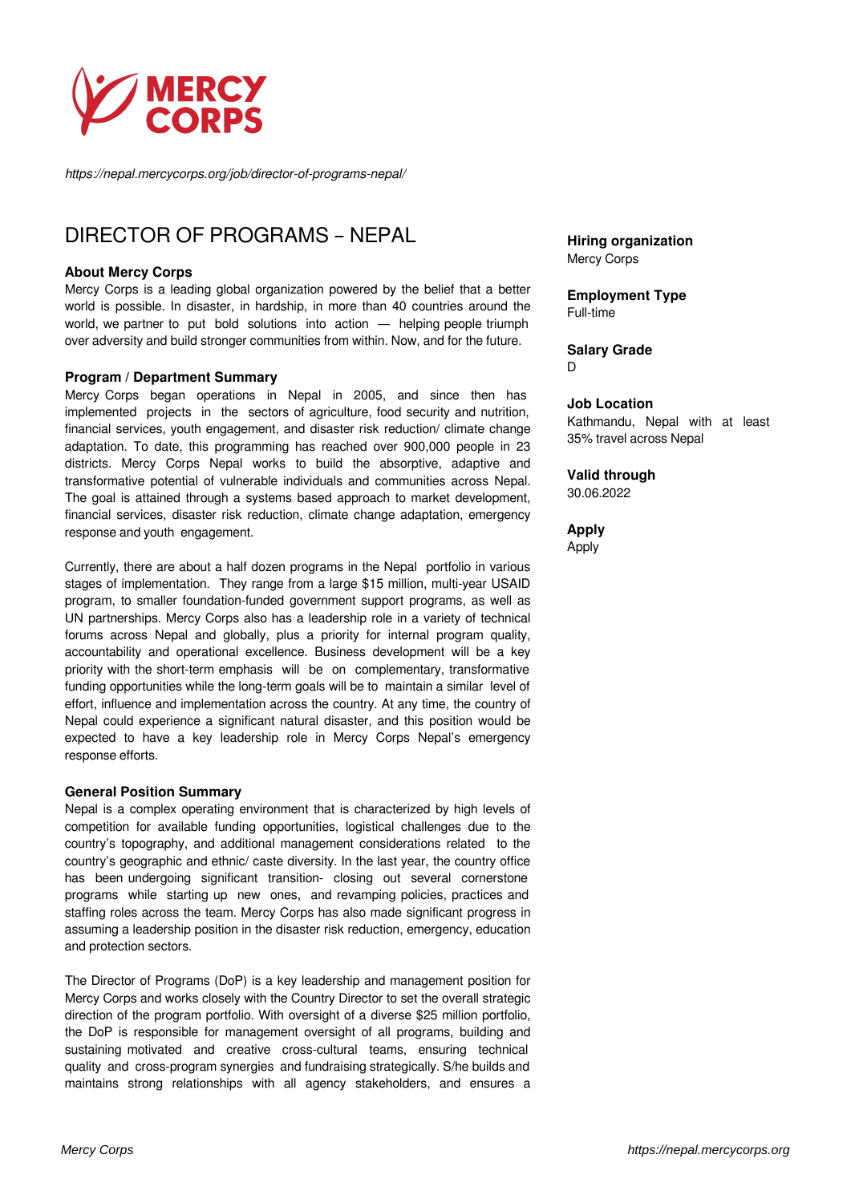*https://nepal.mercycorps.org/job/director-of-programs-nepal/*

# DIRECTOR OF PROGRAMS – NEPAL

**Hiring organization**
Mercy Corps

**Employment Type**
Full-time

**Salary Grade**
D

**Job Location**
Kathmandu, Nepal with at least 35% travel across Nepal

**Valid through**
30.06.2022

**Apply**
Apply

### About Mercy Corps

Mercy Corps is a leading global organization powered by the belief that a better world is possible. In disaster, in hardship, in more than 40 countries around the world, we partner to put bold solutions into action — helping people triumph over adversity and build stronger communities from within. Now, and for the future.

### Program / Department Summary

Mercy Corps began operations in Nepal in 2005, and since then has implemented projects in the sectors of agriculture, food security and nutrition, financial services, youth engagement, and disaster risk reduction/ climate change adaptation. To date, this programming has reached over 900,000 people in 23 districts. Mercy Corps Nepal works to build the absorptive, adaptive and transformative potential of vulnerable individuals and communities across Nepal. The goal is attained through a systems based approach to market development, financial services, disaster risk reduction, climate change adaptation, emergency response and youth engagement.

Currently, there are about a half dozen programs in the Nepal portfolio in various stages of implementation. They range from a large $15 million, multi-year USAID program, to smaller foundation-funded government support programs, as well as UN partnerships. Mercy Corps also has a leadership role in a variety of technical forums across Nepal and globally, plus a priority for internal program quality, accountability and operational excellence. Business development will be a key priority with the short-term emphasis will be on complementary, transformative funding opportunities while the long-term goals will be to maintain a similar level of effort, influence and implementation across the country. At any time, the country of Nepal could experience a significant natural disaster, and this position would be expected to have a key leadership role in Mercy Corps Nepal's emergency response efforts.

### General Position Summary

Nepal is a complex operating environment that is characterized by high levels of competition for available funding opportunities, logistical challenges due to the country's topography, and additional management considerations related to the country's geographic and ethnic/ caste diversity. In the last year, the country office has been undergoing significant transition- closing out several cornerstone programs while starting up new ones, and revamping policies, practices and staffing roles across the team. Mercy Corps has also made significant progress in assuming a leadership position in the disaster risk reduction, emergency, education and protection sectors.

The Director of Programs (DoP) is a key leadership and management position for Mercy Corps and works closely with the Country Director to set the overall strategic direction of the program portfolio. With oversight of a diverse $25 million portfolio, the DoP is responsible for management oversight of all programs, building and sustaining motivated and creative cross-cultural teams, ensuring technical quality and cross-program synergies and fundraising strategically. S/he builds and maintains strong relationships with all agency stakeholders, and ensures a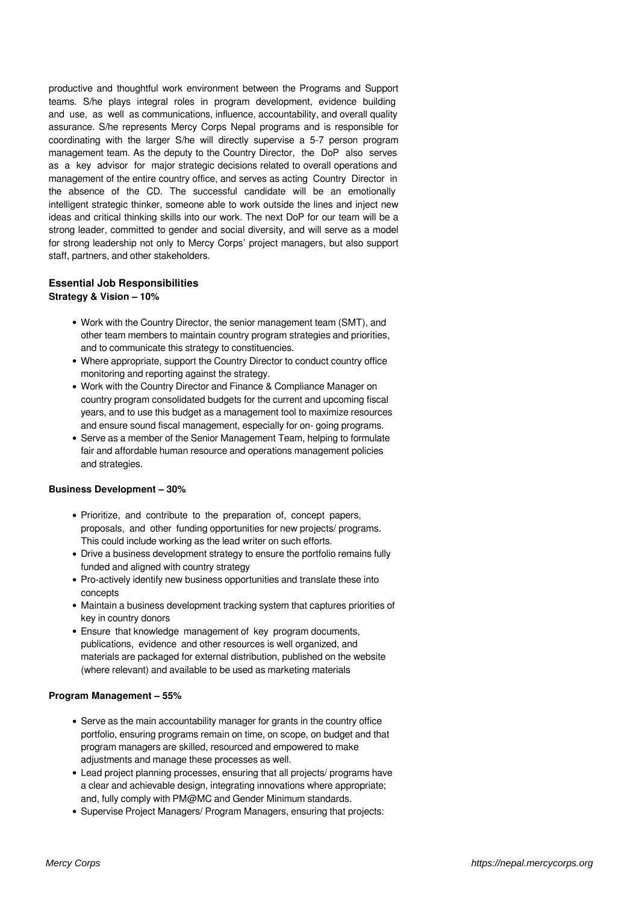productive and thoughtful work environment between the Programs and Support teams. S/he plays integral roles in program development, evidence building and use, as well as communications, influence, accountability, and overall quality assurance. S/he represents Mercy Corps Nepal programs and is responsible for coordinating with the larger S/he will directly supervise a 5-7 person program management team. As the deputy to the Country Director, the DoP also serves as a key advisor for major strategic decisions related to overall operations and management of the entire country office, and serves as acting Country Director in the absence of the CD. The successful candidate will be an emotionally intelligent strategic thinker, someone able to work outside the lines and inject new ideas and critical thinking skills into our work. The next DoP for our team will be a strong leader, committed to gender and social diversity, and will serve as a model for strong leadership not only to Mercy Corps' project managers, but also support staff, partners, and other stakeholders.

### Essential Job Responsibilities

**Strategy & Vision – 10%**

- Work with the Country Director, the senior management team (SMT), and other team members to maintain country program strategies and priorities, and to communicate this strategy to constituencies.
- Where appropriate, support the Country Director to conduct country office monitoring and reporting against the strategy.
- Work with the Country Director and Finance & Compliance Manager on country program consolidated budgets for the current and upcoming fiscal years, and to use this budget as a management tool to maximize resources and ensure sound fiscal management, especially for on- going programs.
- Serve as a member of the Senior Management Team, helping to formulate fair and affordable human resource and operations management policies and strategies.

**Business Development – 30%**

- Prioritize, and contribute to the preparation of, concept papers, proposals, and other funding opportunities for new projects/ programs. This could include working as the lead writer on such efforts.
- Drive a business development strategy to ensure the portfolio remains fully funded and aligned with country strategy
- Pro-actively identify new business opportunities and translate these into concepts
- Maintain a business development tracking system that captures priorities of key in country donors
- Ensure that knowledge management of key program documents, publications, evidence and other resources is well organized, and materials are packaged for external distribution, published on the website (where relevant) and available to be used as marketing materials

**Program Management – 55%**

- Serve as the main accountability manager for grants in the country office portfolio, ensuring programs remain on time, on scope, on budget and that program managers are skilled, resourced and empowered to make adjustments and manage these processes as well.
- Lead project planning processes, ensuring that all projects/ programs have a clear and achievable design, integrating innovations where appropriate; and, fully comply with PM@MC and Gender Minimum standards.
- Supervise Project Managers/ Program Managers, ensuring that projects: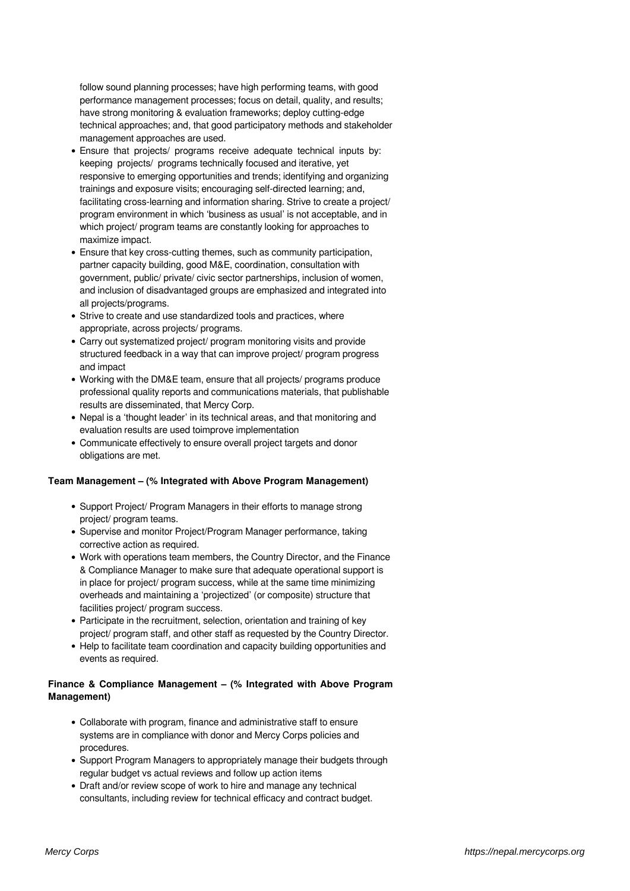follow sound planning processes; have high performing teams, with good performance management processes; focus on detail, quality, and results; have strong monitoring & evaluation frameworks; deploy cutting-edge technical approaches; and, that good participatory methods and stakeholder management approaches are used.

- Ensure that projects/ programs receive adequate technical inputs by: keeping projects/ programs technically focused and iterative, yet responsive to emerging opportunities and trends; identifying and organizing trainings and exposure visits; encouraging self-directed learning; and, facilitating cross-learning and information sharing. Strive to create a project/ program environment in which 'business as usual' is not acceptable, and in which project/ program teams are constantly looking for approaches to maximize impact.
- Ensure that key cross-cutting themes, such as community participation, partner capacity building, good M&E, coordination, consultation with government, public/ private/ civic sector partnerships, inclusion of women, and inclusion of disadvantaged groups are emphasized and integrated into all projects/programs.
- Strive to create and use standardized tools and practices, where appropriate, across projects/ programs.
- Carry out systematized project/ program monitoring visits and provide structured feedback in a way that can improve project/ program progress and impact
- Working with the DM&E team, ensure that all projects/ programs produce professional quality reports and communications materials, that publishable results are disseminated, that Mercy Corp.
- Nepal is a 'thought leader' in its technical areas, and that monitoring and evaluation results are used toimprove implementation
- Communicate effectively to ensure overall project targets and donor obligations are met.

**Team Management – (% Integrated with Above Program Management)**

- Support Project/ Program Managers in their efforts to manage strong project/ program teams.
- Supervise and monitor Project/Program Manager performance, taking corrective action as required.
- Work with operations team members, the Country Director, and the Finance & Compliance Manager to make sure that adequate operational support is in place for project/ program success, while at the same time minimizing overheads and maintaining a 'projectized' (or composite) structure that facilities project/ program success.
- Participate in the recruitment, selection, orientation and training of key project/ program staff, and other staff as requested by the Country Director.
- Help to facilitate team coordination and capacity building opportunities and events as required.

**Finance & Compliance Management – (% Integrated with Above Program Management)**

- Collaborate with program, finance and administrative staff to ensure systems are in compliance with donor and Mercy Corps policies and procedures.
- Support Program Managers to appropriately manage their budgets through regular budget vs actual reviews and follow up action items
- Draft and/or review scope of work to hire and manage any technical consultants, including review for technical efficacy and contract budget.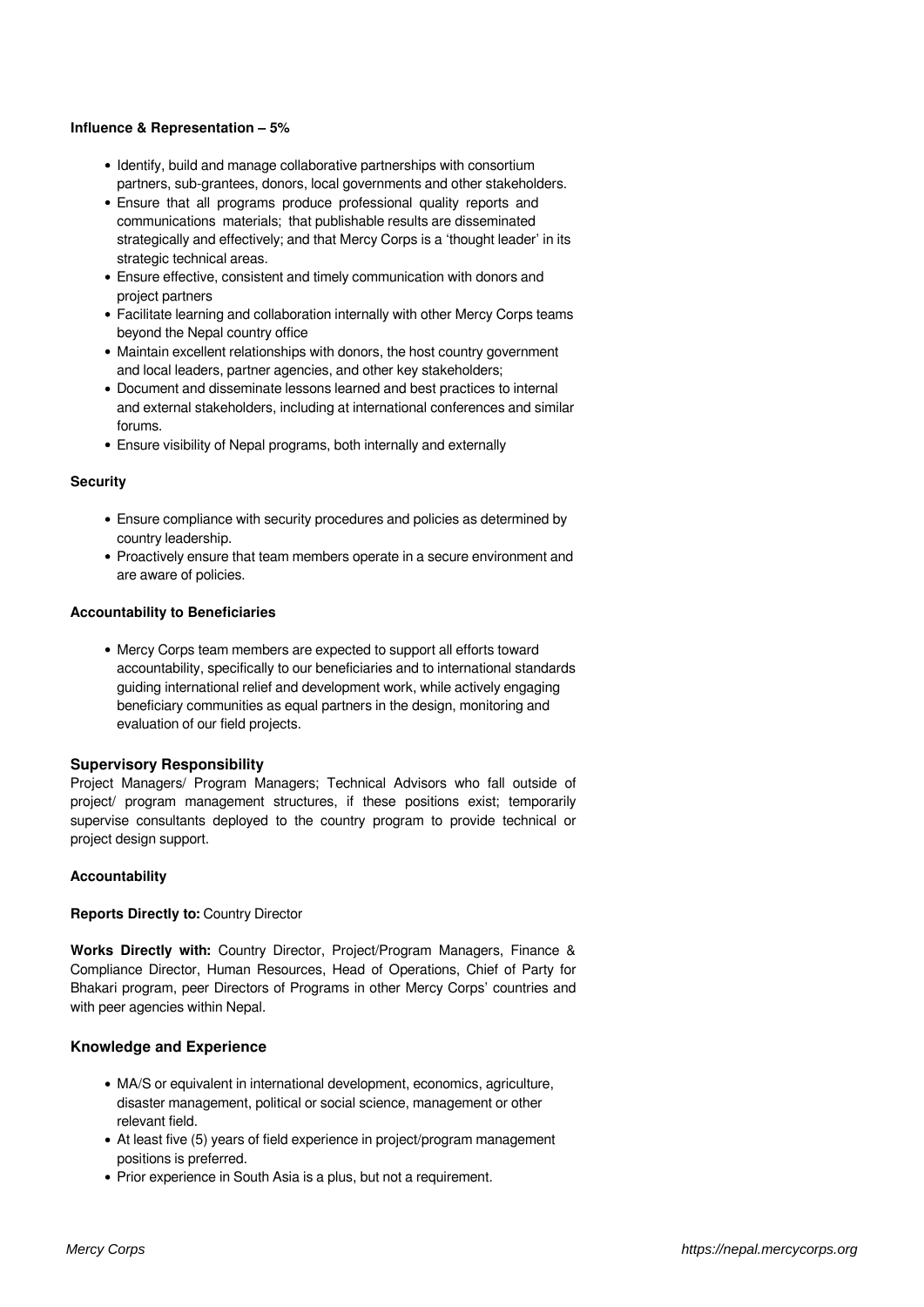**Influence & Representation – 5%**

- Identify, build and manage collaborative partnerships with consortium partners, sub-grantees, donors, local governments and other stakeholders.
- Ensure that all programs produce professional quality reports and communications materials; that publishable results are disseminated strategically and effectively; and that Mercy Corps is a 'thought leader' in its strategic technical areas.
- Ensure effective, consistent and timely communication with donors and project partners
- Facilitate learning and collaboration internally with other Mercy Corps teams beyond the Nepal country office
- Maintain excellent relationships with donors, the host country government and local leaders, partner agencies, and other key stakeholders;
- Document and disseminate lessons learned and best practices to internal and external stakeholders, including at international conferences and similar forums.
- Ensure visibility of Nepal programs, both internally and externally

**Security**

- Ensure compliance with security procedures and policies as determined by country leadership.
- Proactively ensure that team members operate in a secure environment and are aware of policies.

**Accountability to Beneficiaries**

- Mercy Corps team members are expected to support all efforts toward accountability, specifically to our beneficiaries and to international standards guiding international relief and development work, while actively engaging beneficiary communities as equal partners in the design, monitoring and evaluation of our field projects.

### Supervisory Responsibility

Project Managers/ Program Managers; Technical Advisors who fall outside of project/ program management structures, if these positions exist; temporarily supervise consultants deployed to the country program to provide technical or project design support.

**Accountability**

**Reports Directly to:** Country Director

**Works Directly with:** Country Director, Project/Program Managers, Finance & Compliance Director, Human Resources, Head of Operations, Chief of Party for Bhakari program, peer Directors of Programs in other Mercy Corps' countries and with peer agencies within Nepal.

### Knowledge and Experience

- MA/S or equivalent in international development, economics, agriculture, disaster management, political or social science, management or other relevant field.
- At least five (5) years of field experience in project/program management positions is preferred.
- Prior experience in South Asia is a plus, but not a requirement.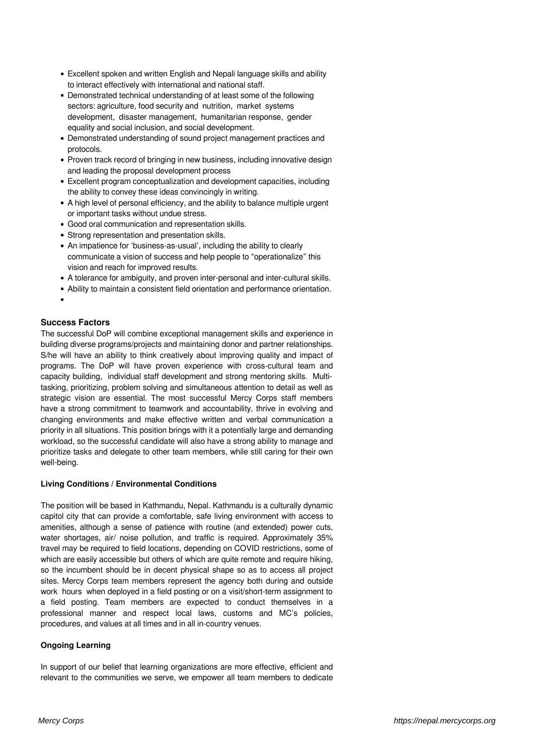- Excellent spoken and written English and Nepali language skills and ability to interact effectively with international and national staff.
- Demonstrated technical understanding of at least some of the following sectors: agriculture, food security and nutrition, market systems development, disaster management, humanitarian response, gender equality and social inclusion, and social development.
- Demonstrated understanding of sound project management practices and protocols.
- Proven track record of bringing in new business, including innovative design and leading the proposal development process
- Excellent program conceptualization and development capacities, including the ability to convey these ideas convincingly in writing.
- A high level of personal efficiency, and the ability to balance multiple urgent or important tasks without undue stress.
- Good oral communication and representation skills.
- Strong representation and presentation skills.
- An impatience for 'business-as-usual', including the ability to clearly communicate a vision of success and help people to "operationalize" this vision and reach for improved results.
- A tolerance for ambiguity, and proven inter-personal and inter-cultural skills.
- Ability to maintain a consistent field orientation and performance orientation.

**Success Factors**

The successful DoP will combine exceptional management skills and experience in building diverse programs/projects and maintaining donor and partner relationships. S/he will have an ability to think creatively about improving quality and impact of programs. The DoP will have proven experience with cross-cultural team and capacity building, individual staff development and strong mentoring skills. Multi-tasking, prioritizing, problem solving and simultaneous attention to detail as well as strategic vision are essential. The most successful Mercy Corps staff members have a strong commitment to teamwork and accountability, thrive in evolving and changing environments and make effective written and verbal communication a priority in all situations. This position brings with it a potentially large and demanding workload, so the successful candidate will also have a strong ability to manage and prioritize tasks and delegate to other team members, while still caring for their own well-being.

**Living Conditions / Environmental Conditions**

The position will be based in Kathmandu, Nepal. Kathmandu is a culturally dynamic capitol city that can provide a comfortable, safe living environment with access to amenities, although a sense of patience with routine (and extended) power cuts, water shortages, air/ noise pollution, and traffic is required. Approximately 35% travel may be required to field locations, depending on COVID restrictions, some of which are easily accessible but others of which are quite remote and require hiking, so the incumbent should be in decent physical shape so as to access all project sites. Mercy Corps team members represent the agency both during and outside work hours when deployed in a field posting or on a visit/short-term assignment to a field posting. Team members are expected to conduct themselves in a professional manner and respect local laws, customs and MC's policies, procedures, and values at all times and in all in-country venues.

**Ongoing Learning**

In support of our belief that learning organizations are more effective, efficient and relevant to the communities we serve, we empower all team members to dedicate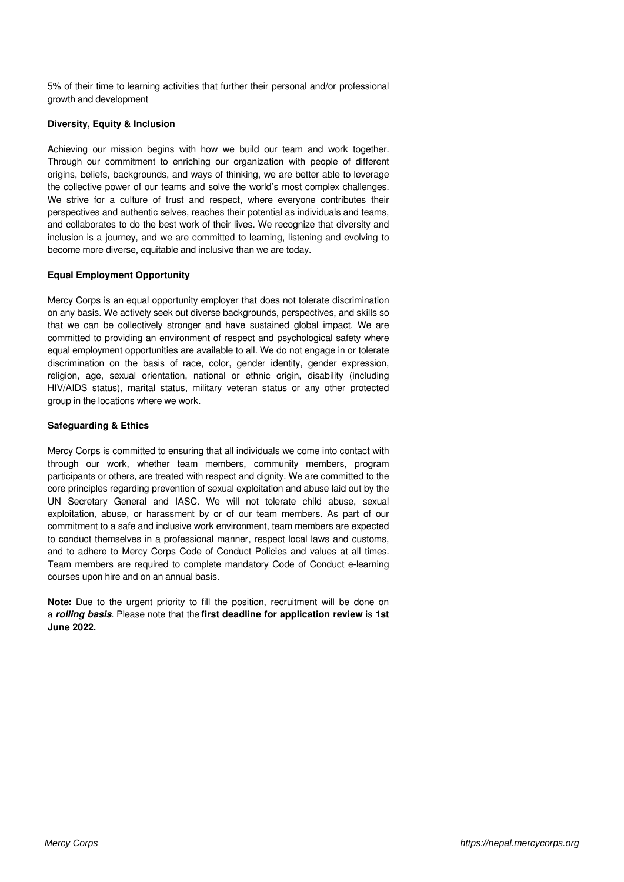5% of their time to learning activities that further their personal and/or professional growth and development

**Diversity, Equity & Inclusion**

Achieving our mission begins with how we build our team and work together. Through our commitment to enriching our organization with people of different origins, beliefs, backgrounds, and ways of thinking, we are better able to leverage the collective power of our teams and solve the world's most complex challenges. We strive for a culture of trust and respect, where everyone contributes their perspectives and authentic selves, reaches their potential as individuals and teams, and collaborates to do the best work of their lives. We recognize that diversity and inclusion is a journey, and we are committed to learning, listening and evolving to become more diverse, equitable and inclusive than we are today.

**Equal Employment Opportunity**

Mercy Corps is an equal opportunity employer that does not tolerate discrimination on any basis. We actively seek out diverse backgrounds, perspectives, and skills so that we can be collectively stronger and have sustained global impact. We are committed to providing an environment of respect and psychological safety where equal employment opportunities are available to all. We do not engage in or tolerate discrimination on the basis of race, color, gender identity, gender expression, religion, age, sexual orientation, national or ethnic origin, disability (including HIV/AIDS status), marital status, military veteran status or any other protected group in the locations where we work.

**Safeguarding & Ethics**

Mercy Corps is committed to ensuring that all individuals we come into contact with through our work, whether team members, community members, program participants or others, are treated with respect and dignity. We are committed to the core principles regarding prevention of sexual exploitation and abuse laid out by the UN Secretary General and IASC. We will not tolerate child abuse, sexual exploitation, abuse, or harassment by or of our team members. As part of our commitment to a safe and inclusive work environment, team members are expected to conduct themselves in a professional manner, respect local laws and customs, and to adhere to Mercy Corps Code of Conduct Policies and values at all times. Team members are required to complete mandatory Code of Conduct e-learning courses upon hire and on an annual basis.

**Note:** Due to the urgent priority to fill the position, recruitment will be done on a ***rolling basis***. Please note that the **first deadline for application review** is **1st June 2022.**